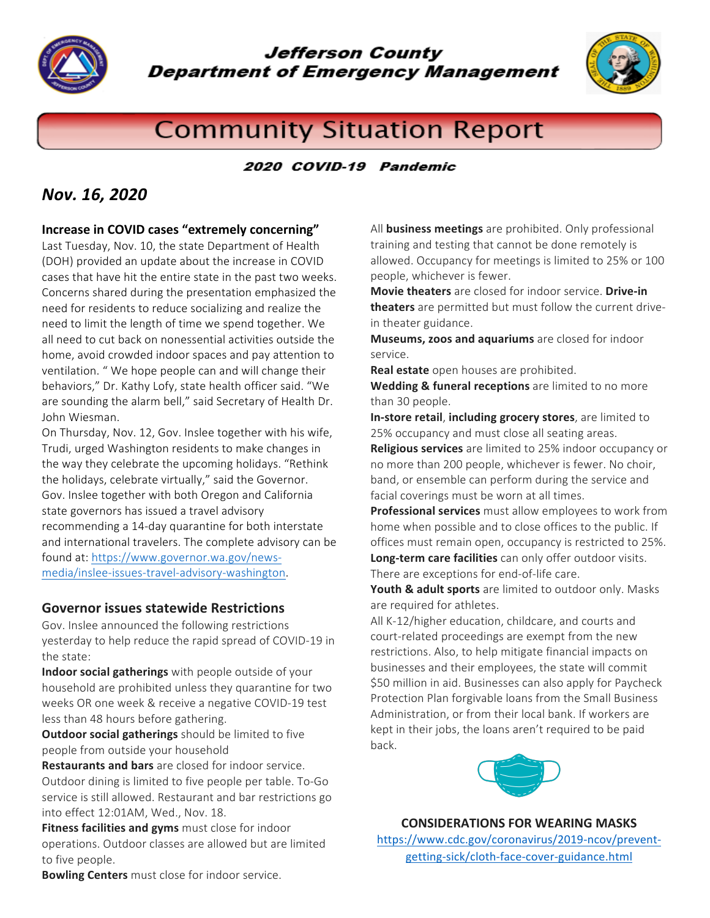# Jefferson County Department of Emergency Management

# Community Situation Report

**2020 COVID-19 Pandemic**

## *Nov. 16, 2020*

### Increase in COVID cases "extremely concerning"

Last Tuesday, Nov. 10, the state Department of Health (DOH) provided an update about the increase in COVID cases that have hit the entire state in the past two weeks. Concerns shared during the presentation emphasized the need for residents to reduce socializing and realize the need to limit the length of time we spend together. We all need to cut back on nonessential activities outside the home, avoid crowded indoor spaces and pay attention to ventilation. " We hope people can and will change their behaviors," Dr. Kathy Lofy, state health officer said. "We are sounding the alarm bell," said Secretary of Health Dr. John Wiesman.

On Thursday, Nov. 12, Gov. Inslee together with his wife, Trudi, urged Washington residents to make changes in the way they celebrate the upcoming holidays. "Rethink the holidays, celebrate virtually," said the Governor. Gov. Inslee together with both Oregon and California state governors has issued a travel advisory recommending a 14-day quarantine for both interstate and international travelers. The complete advisory can be found at: https://www.governor.wa.gov/news-media/inslee-issues-travel-advisory-washington.

### Governor issues statewide Restrictions

Gov. Inslee announced the following restrictions yesterday to help reduce the rapid spread of COVID-19 in the state:

**Indoor social gatherings** with people outside of your household are prohibited unless they quarantine for two weeks OR one week & receive a negative COVID-19 test less than 48 hours before gathering.

**Outdoor social gatherings** should be limited to five people from outside your household

**Restaurants and bars** are closed for indoor service. Outdoor dining is limited to five people per table. To-Go service is still allowed. Restaurant and bar restrictions go into effect 12:01AM, Wed., Nov. 18.

**Fitness facilities and gyms** must close for indoor operations. Outdoor classes are allowed but are limited to five people.

**Bowling Centers** must close for indoor service.

All **business meetings** are prohibited. Only professional training and testing that cannot be done remotely is allowed. Occupancy for meetings is limited to 25% or 100 people, whichever is fewer.

**Movie theaters** are closed for indoor service. **Drive-in theaters** are permitted but must follow the current drive-in theater guidance.

**Museums, zoos and aquariums** are closed for indoor service.

**Real estate** open houses are prohibited.

**Wedding & funeral receptions** are limited to no more than 30 people.

**In-store retail**, **including grocery stores**, are limited to 25% occupancy and must close all seating areas.

**Religious services** are limited to 25% indoor occupancy or no more than 200 people, whichever is fewer. No choir, band, or ensemble can perform during the service and facial coverings must be worn at all times.

**Professional services** must allow employees to work from home when possible and to close offices to the public. If offices must remain open, occupancy is restricted to 25%.

**Long-term care facilities** can only offer outdoor visits. There are exceptions for end-of-life care.

**Youth & adult sports** are limited to outdoor only. Masks are required for athletes.

All K-12/higher education, childcare, and courts and court-related proceedings are exempt from the new restrictions. Also, to help mitigate financial impacts on businesses and their employees, the state will commit $50 million in aid. Businesses can also apply for Paycheck Protection Plan forgivable loans from the Small Business Administration, or from their local bank. If workers are kept in their jobs, the loans aren't required to be paid back.

**CONSIDERATIONS FOR WEARING MASKS**

https://www.cdc.gov/coronavirus/2019-ncov/prevent-getting-sick/cloth-face-cover-guidance.html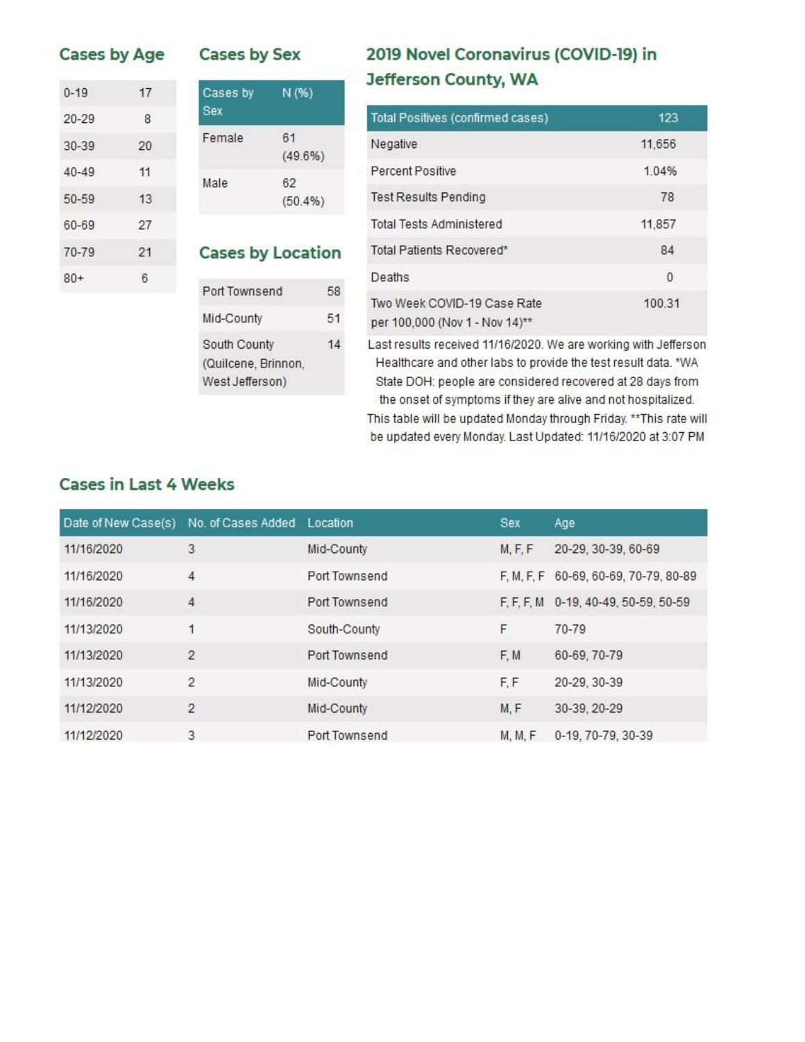## Cases by Age

| | |
|---|---|
| 0-19 | 17 |
| 20-29 | 8 |
| 30-39 | 20 |
| 40-49 | 11 |
| 50-59 | 13 |
| 60-69 | 27 |
| 70-79 | 21 |
| 80+ | 6 |

## Cases by Sex

| Cases by Sex | N (%) |
|---|---|
| Female | 61 (49.6%) |
| Male | 62 (50.4%) |

## Cases by Location

| | |
|---|---|
| Port Townsend | 58 |
| Mid-County | 51 |
| South County (Quilcene, Brinnon, West Jefferson) | 14 |

## 2019 Novel Coronavirus (COVID-19) in Jefferson County, WA

| Total Positives (confirmed cases) | 123 |
|---|---|
| Negative | 11,656 |
| Percent Positive | 1.04% |
| Test Results Pending | 78 |
| Total Tests Administered | 11,857 |
| Total Patients Recovered* | 84 |
| Deaths | 0 |
| Two Week COVID-19 Case Rate per 100,000 (Nov 1 - Nov 14)** | 100.31 |

Last results received 11/16/2020. We are working with Jefferson Healthcare and other labs to provide the test result data. *WA State DOH: people are considered recovered at 28 days from the onset of symptoms if they are alive and not hospitalized. This table will be updated Monday through Friday. **This rate will be updated every Monday. Last Updated: 11/16/2020 at 3:07 PM

## Cases in Last 4 Weeks

| Date of New Case(s) | No. of Cases Added | Location | Sex | Age |
|---|---|---|---|---|
| 11/16/2020 | 3 | Mid-County | M, F, F | 20-29, 30-39, 60-69 |
| 11/16/2020 | 4 | Port Townsend | F, M, F, F | 60-69, 60-69, 70-79, 80-89 |
| 11/16/2020 | 4 | Port Townsend | F, F, F, M | 0-19, 40-49, 50-59, 50-59 |
| 11/13/2020 | 1 | South-County | F | 70-79 |
| 11/13/2020 | 2 | Port Townsend | F, M | 60-69, 70-79 |
| 11/13/2020 | 2 | Mid-County | F, F | 20-29, 30-39 |
| 11/12/2020 | 2 | Mid-County | M, F | 30-39, 20-29 |
| 11/12/2020 | 3 | Port Townsend | M, M, F | 0-19, 70-79, 30-39 |